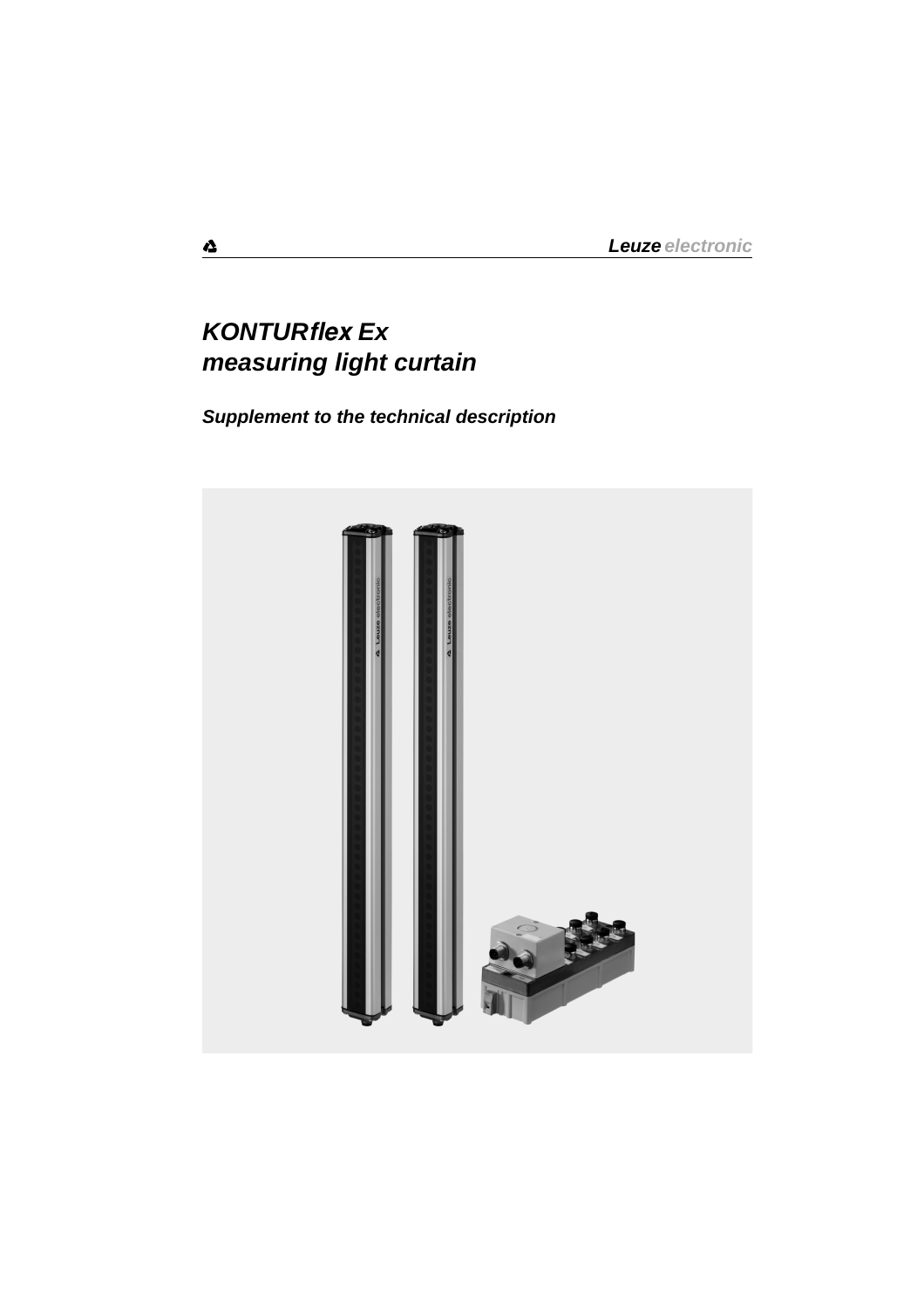Leuze electronic

# *KONTURflex Ex measuring light curtain*

## *Supplement to the technical description*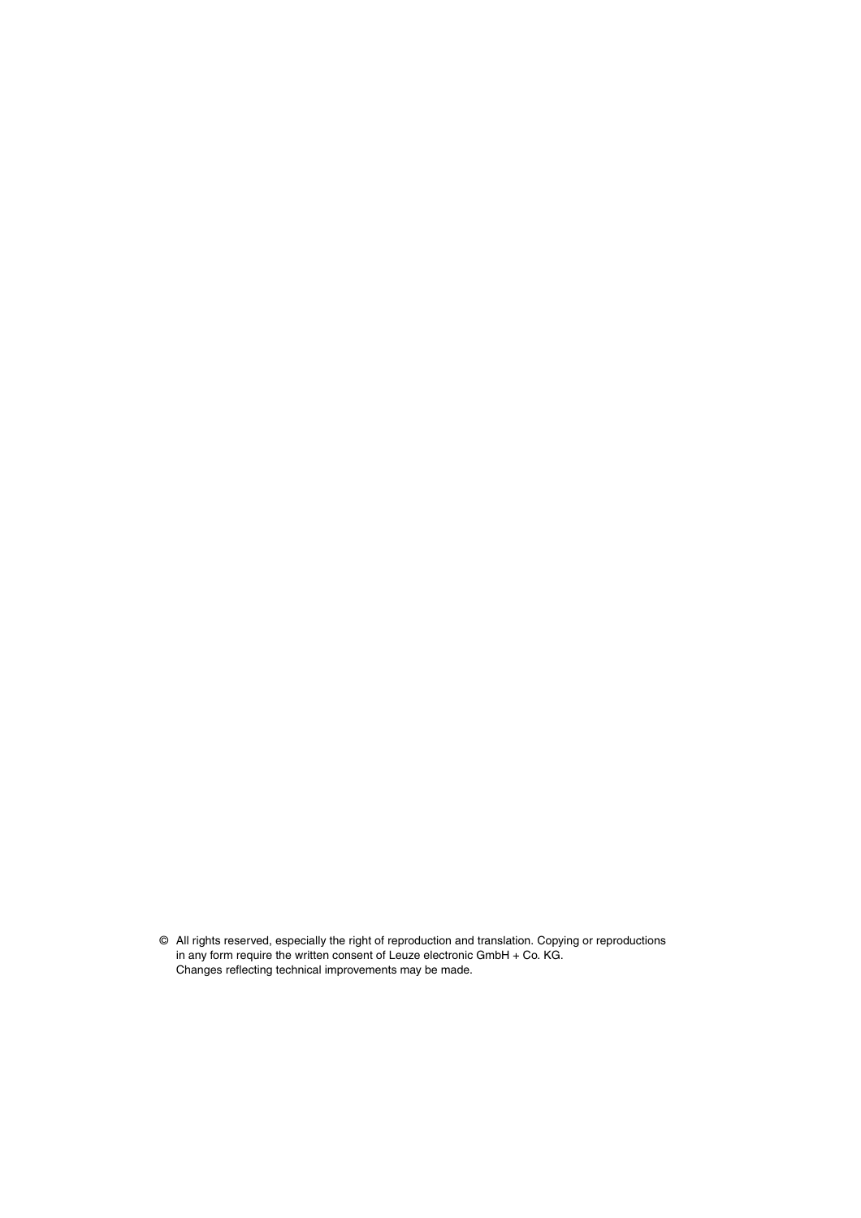© All rights reserved, especially the right of reproduction and translation. Copying or reproductions in any form require the written consent of Leuze electronic GmbH + Co. KG.
Changes reflecting technical improvements may be made.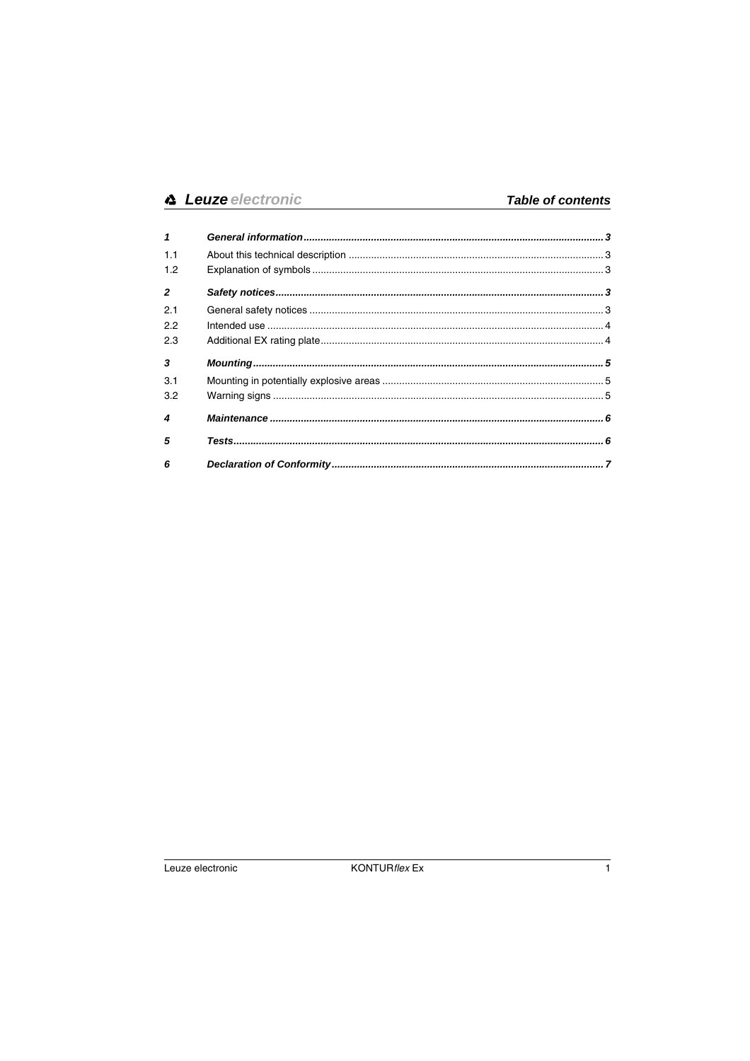# Table of contents

| | | |
|---|---|---|
| ***1*** | ***General information*** | ***3*** |
| 1.1 | About this technical description | 3 |
| 1.2 | Explanation of symbols | 3 |
| ***2*** | ***Safety notices*** | ***3*** |
| 2.1 | General safety notices | 3 |
| 2.2 | Intended use | 4 |
| 2.3 | Additional EX rating plate | 4 |
| ***3*** | ***Mounting*** | ***5*** |
| 3.1 | Mounting in potentially explosive areas | 5 |
| 3.2 | Warning signs | 5 |
| ***4*** | ***Maintenance*** | ***6*** |
| ***5*** | ***Tests*** | ***6*** |
| ***6*** | ***Declaration of Conformity*** | ***7*** |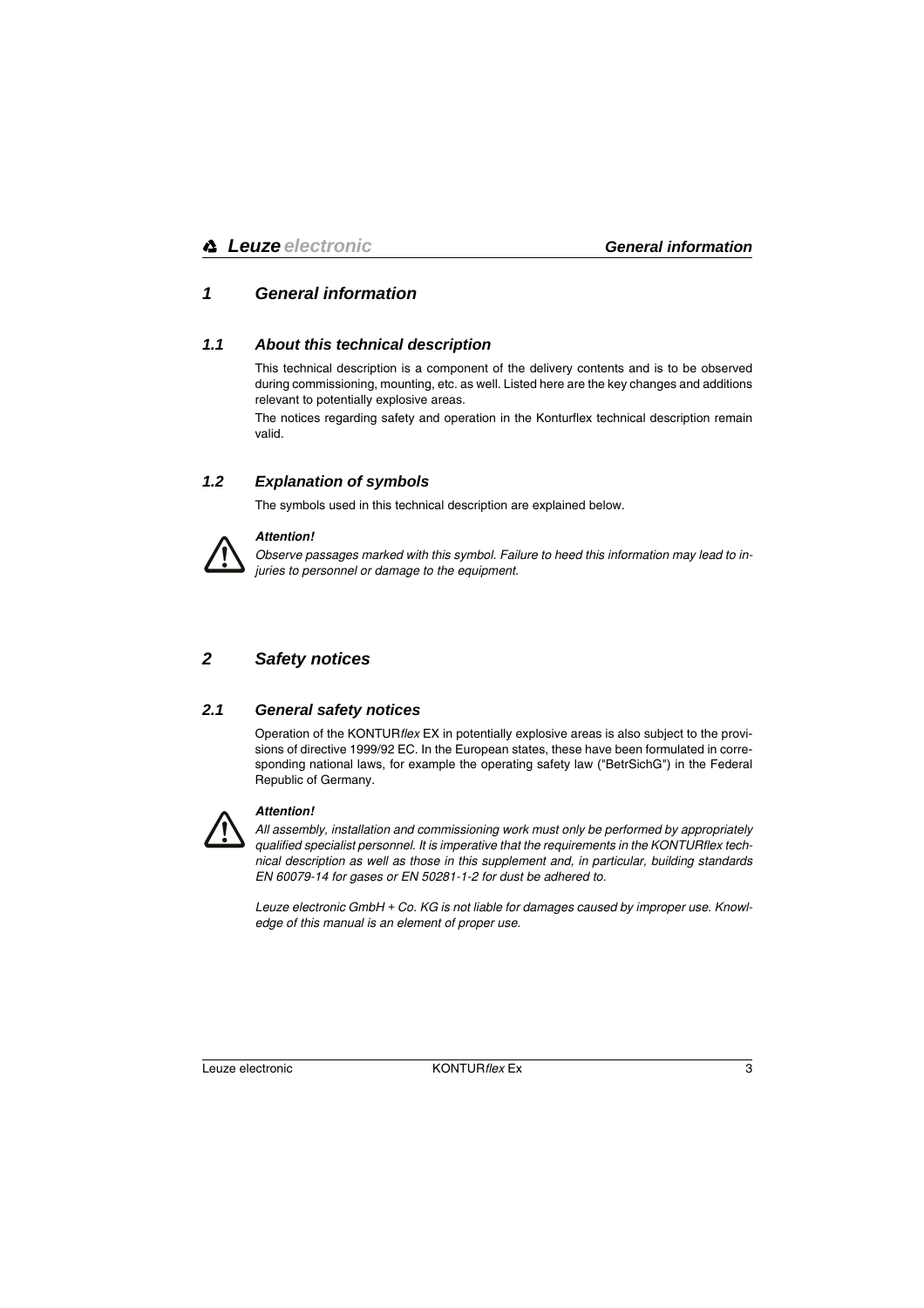# 1 General information

## 1.1 About this technical description

This technical description is a component of the delivery contents and is to be observed during commissioning, mounting, etc. as well. Listed here are the key changes and additions relevant to potentially explosive areas.

The notices regarding safety and operation in the Konturflex technical description remain valid.

## 1.2 Explanation of symbols

The symbols used in this technical description are explained below.

***Attention!***

*Observe passages marked with this symbol. Failure to heed this information may lead to injuries to personnel or damage to the equipment.*

# 2 Safety notices

## 2.1 General safety notices

Operation of the KONTUR*flex* EX in potentially explosive areas is also subject to the provisions of directive 1999/92 EC. In the European states, these have been formulated in corresponding national laws, for example the operating safety law ("BetrSichG") in the Federal Republic of Germany.

***Attention!***

*All assembly, installation and commissioning work must only be performed by appropriately qualified specialist personnel. It is imperative that the requirements in the KONTURflex technical description as well as those in this supplement and, in particular, building standards EN 60079-14 for gases or EN 50281-1-2 for dust be adhered to.*

*Leuze electronic GmbH + Co. KG is not liable for damages caused by improper use. Knowledge of this manual is an element of proper use.*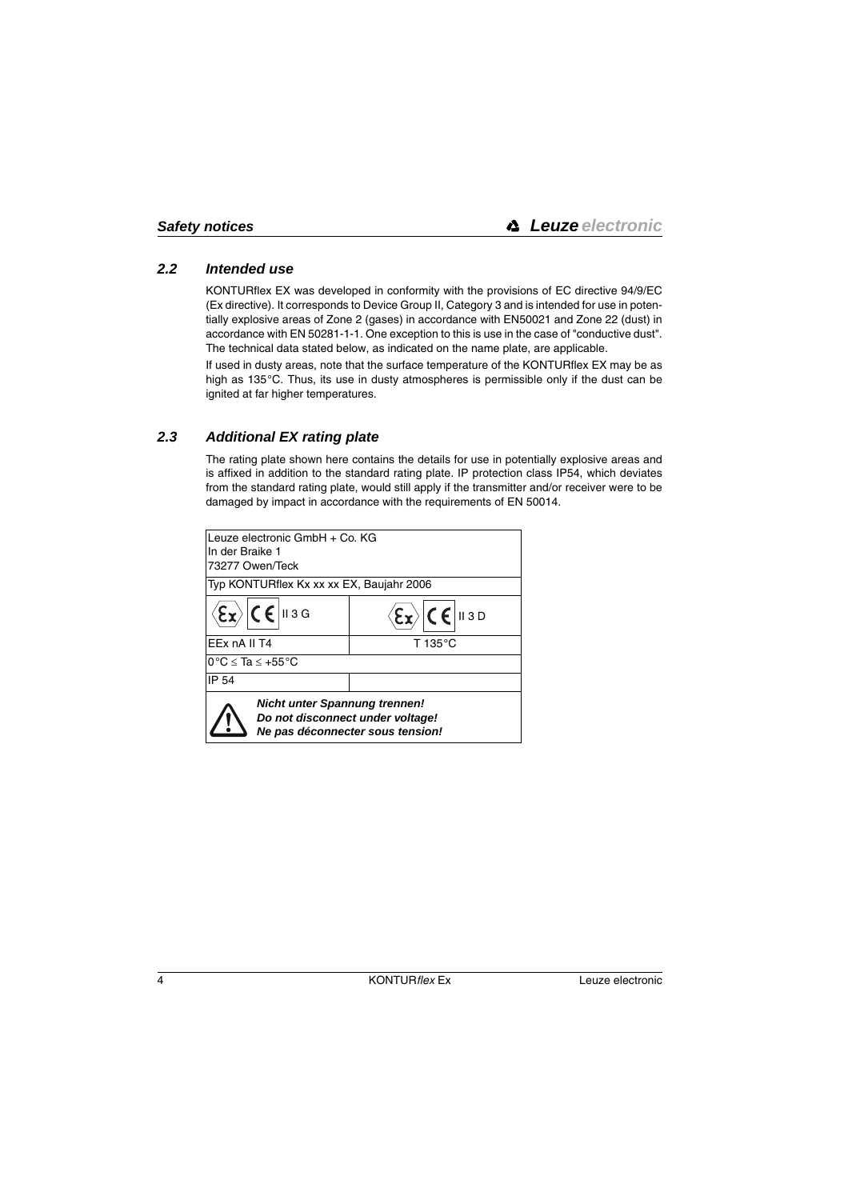## 2.2 Intended use

KONTURflex EX was developed in conformity with the provisions of EC directive 94/9/EC (Ex directive). It corresponds to Device Group II, Category 3 and is intended for use in potentially explosive areas of Zone 2 (gases) in accordance with EN50021 and Zone 22 (dust) in accordance with EN 50281-1-1. One exception to this is use in the case of "conductive dust". The technical data stated below, as indicated on the name plate, are applicable.

If used in dusty areas, note that the surface temperature of the KONTURflex EX may be as high as 135°C. Thus, its use in dusty atmospheres is permissible only if the dust can be ignited at far higher temperatures.

## 2.3 Additional EX rating plate

The rating plate shown here contains the details for use in potentially explosive areas and is affixed in addition to the standard rating plate. IP protection class IP54, which deviates from the standard rating plate, would still apply if the transmitter and/or receiver were to be damaged by impact in accordance with the requirements of EN 50014.

| Leuze electronic GmbH + Co. KG<br>In der Braike 1<br>73277 Owen/Teck | |
|---|---|
| Typ KONTURflex Kx xx xx EX, Baujahr 2006 | |
| Ex CE II 3 G | Ex CE II 3 D |
| EEx nA II T4 | T 135°C |
| 0°C ≤ Ta ≤ +55°C | |
| IP 54 | |
| ⚠ ***Nicht unter Spannung trennen!***<br>***Do not disconnect under voltage!***<br>***Ne pas déconnecter sous tension!*** | |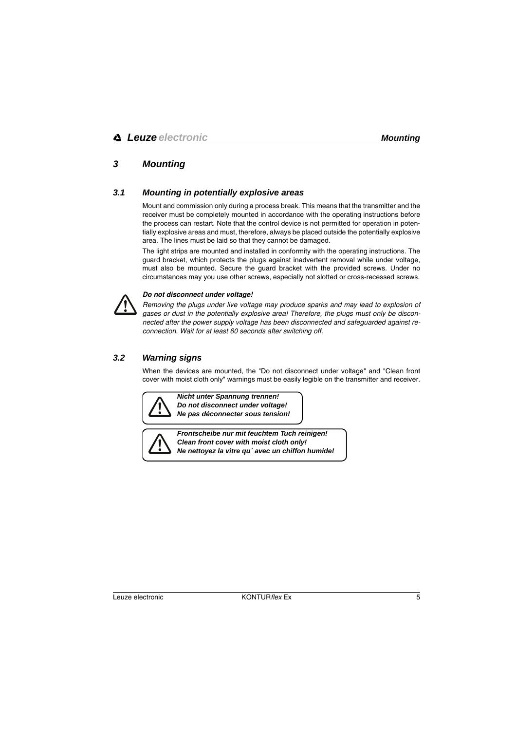# 3 Mounting

## 3.1 Mounting in potentially explosive areas

Mount and commission only during a process break. This means that the transmitter and the receiver must be completely mounted in accordance with the operating instructions before the process can restart. Note that the control device is not permitted for operation in potentially explosive areas and must, therefore, always be placed outside the potentially explosive area. The lines must be laid so that they cannot be damaged.

The light strips are mounted and installed in conformity with the operating instructions. The guard bracket, which protects the plugs against inadvertent removal while under voltage, must also be mounted. Secure the guard bracket with the provided screws. Under no circumstances may you use other screws, especially not slotted or cross-recessed screws.

***Do not disconnect under voltage!***

*Removing the plugs under live voltage may produce sparks and may lead to explosion of gases or dust in the potentially explosive area! Therefore, the plugs must only be disconnected after the power supply voltage has been disconnected and safeguarded against reconnection. Wait for at least 60 seconds after switching off.*

## 3.2 Warning signs

When the devices are mounted, the "Do not disconnect under voltage" and "Clean front cover with moist cloth only" warnings must be easily legible on the transmitter and receiver.

***Nicht unter Spannung trennen!***
***Do not disconnect under voltage!***
***Ne pas déconnecter sous tension!***

***Frontscheibe nur mit feuchtem Tuch reinigen!***
***Clean front cover with moist cloth only!***
***Ne nettoyez la vitre qu´ avec un chiffon humide!***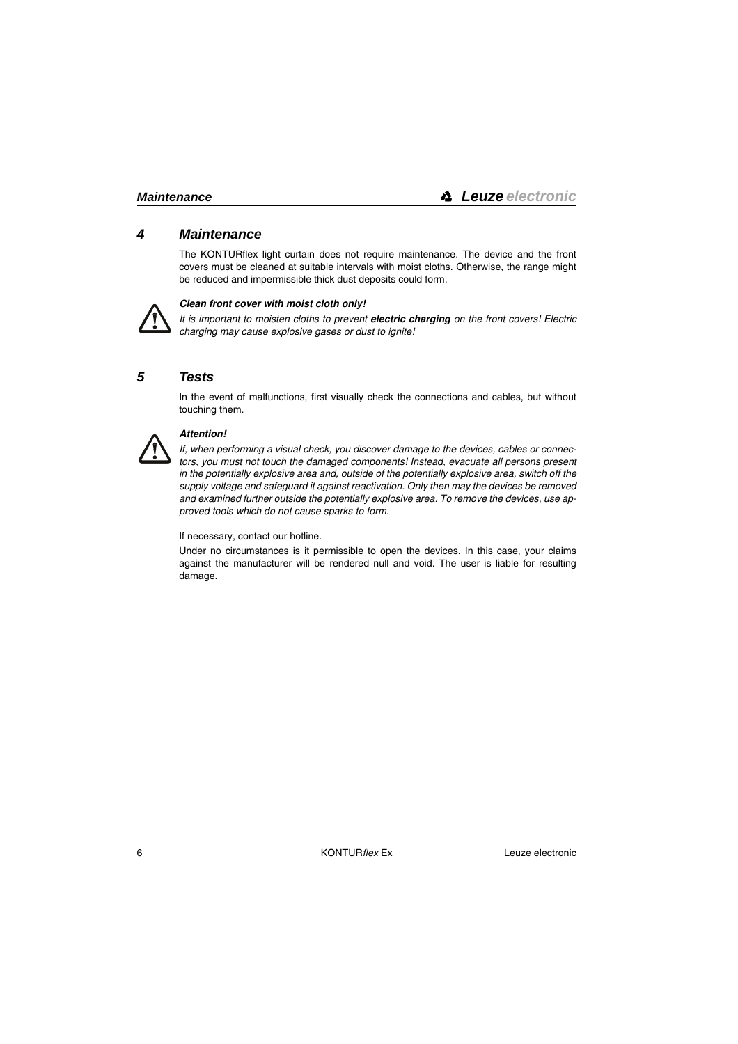# 4 Maintenance

The KONTURflex light curtain does not require maintenance. The device and the front covers must be cleaned at suitable intervals with moist cloths. Otherwise, the range might be reduced and impermissible thick dust deposits could form.

***Clean front cover with moist cloth only!***

*It is important to moisten cloths to prevent* ***electric charging*** *on the front covers! Electric charging may cause explosive gases or dust to ignite!*

# 5 Tests

In the event of malfunctions, first visually check the connections and cables, but without touching them.

***Attention!***

*If, when performing a visual check, you discover damage to the devices, cables or connectors, you must not touch the damaged components! Instead, evacuate all persons present in the potentially explosive area and, outside of the potentially explosive area, switch off the supply voltage and safeguard it against reactivation. Only then may the devices be removed and examined further outside the potentially explosive area. To remove the devices, use approved tools which do not cause sparks to form.*

If necessary, contact our hotline.

Under no circumstances is it permissible to open the devices. In this case, your claims against the manufacturer will be rendered null and void. The user is liable for resulting damage.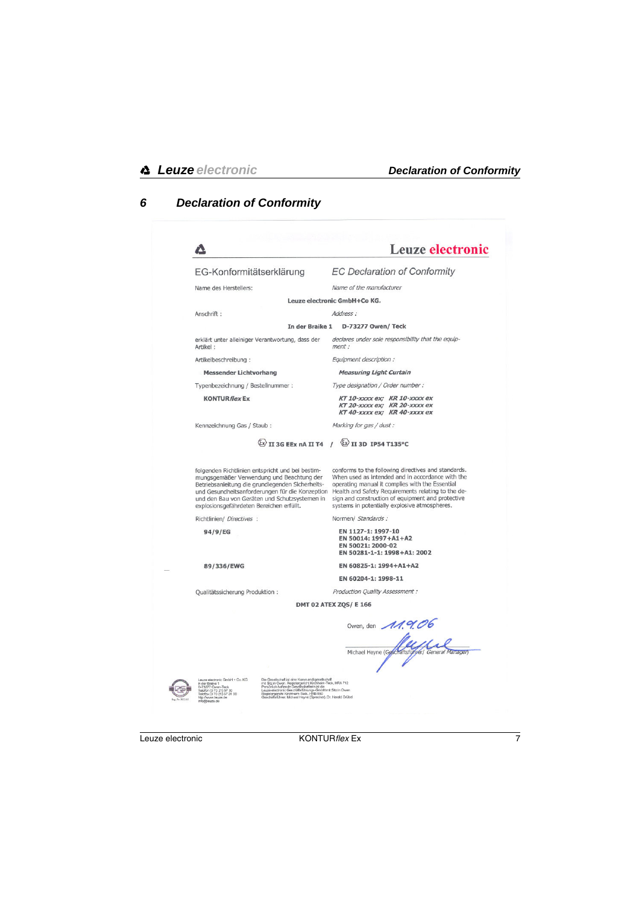# 6 Declaration of Conformity

**Leuze electronic**

| EG-Konformitätserklärung | *EC Declaration of Conformity* |
|---|---|
| Name des Herstellers: | *Name of the manufacturer* |

**Leuze electronic GmbH+Co KG.**

| Anschrift : | *Address :* |
|---|---|

**In der Braike 1 D-73277 Owen/ Teck**

| erklärt unter alleiniger Verantwortung, dass der Artikel : | *declares under sole responsibility that the equipment :* |
|---|---|
| Artikelbeschreibung : | *Equipment description :* |
| **Messender Lichtvorhang** | ***Measuring Light Curtain*** |
| Typenbezeichnung / Bestellnummer : | *Type designation / Order number :* |
| **KONTUR*flex* Ex** | ***KT 10-xxxx ex; KR 10-xxxx ex*** <br> ***KT 20-xxxx ex; KR 20-xxxx ex*** <br> ***KT 40-xxxx ex; KR 40-xxxx ex*** |
| Kennzeichnung Gas / Staub : | *Marking for gas / dust :* |

**Ex II 3G EEx nA II T4 / Ex II 3D IP54 T135°C**

| folgenden Richtlinien entspricht und bei bestimmungsgemäßer Verwendung und Beachtung der Betriebsanleitung die grundlegenden Sicherheits- und Gesundheitsanforderungen für die Konzeption und den Bau von Geräten und Schutzsystemen in explosionsgefährdeten Bereichen erfüllt. | conforms to the following directives and standards. When used as intended and in accordance with the operating manual it complies with the Essential Health and Safety Requirements relating to the design and construction of equipment and protective systems in potentially explosive atmospheres. |
|---|---|
| Richtlinien/ *Directives* : | Normen/ *Standards :* |
| **94/9/EG** | **EN 1127-1: 1997-10** <br> **EN 50014: 1997+A1+A2** <br> **EN 50021: 2000-02** <br> **EN 50281-1-1: 1998+A1: 2002** |
| **89/336/EWG** | **EN 60825-1: 1994+A1+A2** |
| | **EN 60204-1: 1998-11** |
| Qualitätssicherung Produktion : | *Production Quality Assessment :* |

**DMT 02 ATEX ZQS/ E 166**

Owen, den 11.9.06

Michael Heyne (Geschäftsführer/ *General Manager*)

Leuze electronic GmbH + Co KG, In der Braike 1, D-73277 Owen-Teck, Telefon (0 70 21) 57 30, Telefax (0 70 21) 57 31 99, http://www.leuze.de, info@leuze.de

Die Gesellschaft ist eine Kommanditgesellschaft mit Sitz in Owen, Registergericht Kirchheim-Teck, HRA 712. Persönlich haftende Gesellschafterin ist die Leuze electronic Geschäftsführungs-GmbH mit Sitz in Owen, Registergericht Kirchheim-Teck, HRB 850. Geschäftsführer: Michael Heyne (Sprecher), Dr. Harald Grübel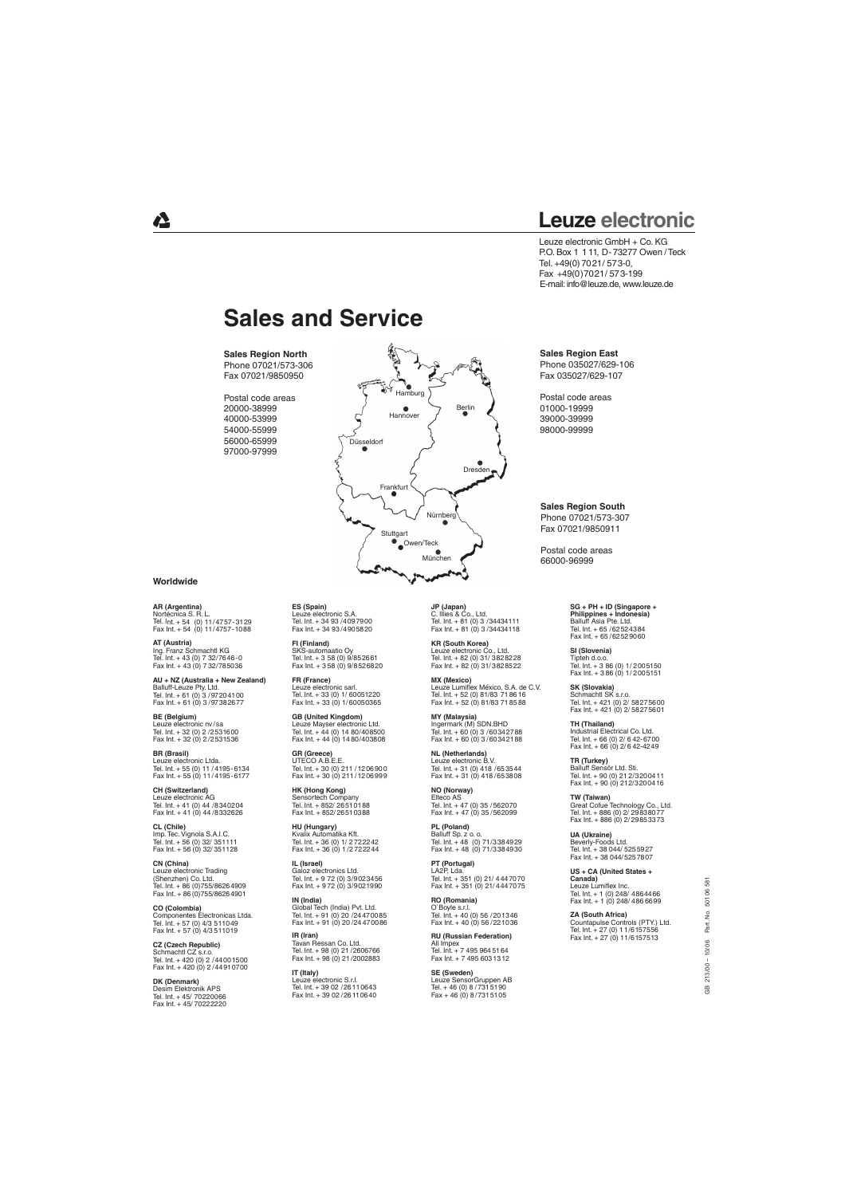# Leuze electronic

Leuze electronic GmbH + Co. KG
P.O. Box 1 1 11, D-73277 Owen / Teck
Tel. +49(0) 7021/ 573-0,
Fax +49(0)7021/ 573-199
E-mail: info@leuze.de, www.leuze.de

# Sales and Service

**Sales Region North**
Phone 07021/573-306
Fax 07021/9850950

Postal code areas
20000-38999
40000-53999
54000-55999
56000-65999
97000-97999

Hamburg
Hannover
Berlin
Düsseldorf
Dresden
Frankfurt
Nürnberg
Stuttgart
Owen/Teck
München

**Sales Region East**
Phone 035027/629-106
Fax 035027/629-107

Postal code areas
01000-19999
39000-39999
98000-99999

**Sales Region South**
Phone 07021/573-307
Fax 07021/9850911

Postal code areas
66000-96999

## Worldwide

**AR (Argentina)**
Nortécnica S. R. L.
Tel. Int. + 54 (0) 11/4757-3129
Fax Int. + 54 (0) 11/4757-1088

**AT (Austria)**
Ing. Franz Schmachtl KG
Tel. Int. + 43 (0) 7 32/7646-0
Fax Int. + 43 (0) 7 32/785036

**AU + NZ (Australia + New Zealand)**
Balluff-Leuze Pty. Ltd.
Tel. Int. + 61 (0) 3 /97204100
Fax Int. + 61 (0) 3 /97382677

**BE (Belgium)**
Leuze electronic nv/sa
Tel. Int. + 32 (0) 2 /2531600
Fax Int. + 32 (0) 2 /2531536

**BR (Brasil)**
Leuze electronic Ltda.
Tel. Int. + 55 (0) 11 /4195-6134
Fax Int. + 55 (0) 11/4195-6177

**CH (Switzerland)**
Leuze electronic AG
Tel. Int. + 41 (0) 44 /8340204
Fax Int. + 41 (0) 44 /8332626

**CL (Chile)**
Imp. Tec. Vignola S.A.I.C.
Tel. Int. + 56 (0) 32/ 351111
Fax Int. + 56 (0) 32/ 351128

**CN (China)**
Leuze electronic Trading (Shenzhen) Co. Ltd.
Tel. Int. + 86 (0)755/86264909
Fax Int. + 86 (0)755/86264901

**CO (Colombia)**
Componentes Electronicas Ltda.
Tel. Int. + 57 (0) 4/3 511049
Fax Int. + 57 (0) 4/3 511019

**CZ (Czech Republic)**
Schmachtl CZ s.r.o.
Tel. Int. + 420 (0) 2 /44001500
Fax Int. + 420 (0) 2 /44910700

**DK (Denmark)**
Desim Elektronik APS
Tel. Int. + 45/ 70220066
Fax Int. + 45/ 70222220

**ES (Spain)**
Leuze electronic S.A.
Tel. Int. + 34 93 /4097900
Fax Int. + 34 93 /4905820

**FI (Finland)**
SKS-automaatio Oy
Tel. Int. + 3 58 (0) 9/852661
Fax Int. + 3 58 (0) 9/8526820

**FR (France)**
Leuze electronic sarl.
Tel. Int. + 33 (0) 1/ 60051220
Fax Int. + 33 (0) 1/60050365

**GB (United Kingdom)**
Leuze Mayser electronic Ltd.
Tel. Int. + 44 (0) 14 80/408500
Fax Int. + 44 (0) 14 80/403808

**GR (Greece)**
UTECO A.B.E.E.
Tel. Int. + 30 (0) 211 /1206900
Fax Int. + 30 (0) 211 /1206999

**HK (Hong Kong)**
Sensortech Company
Tel. Int. + 852/ 26510188
Fax Int. + 852/ 26510388

**HU (Hungary)**
Kvalix Automatika Kft.
Tel. Int. + 36 (0) 1/ 2722242
Fax Int. + 36 (0) 1/ 2722244

**IL (Israel)**
Galoz electronics Ltd.
Tel. Int. + 9 72 (0) 3/9023456
Fax Int. + 9 72 (0) 3/9021990

**IN (India)**
Global Tech (India) Pvt. Ltd.
Tel. Int. + 91 (0) 20 /24470085
Fax Int. + 91 (0) 20 /24470086

**IR (Iran)**
Tavan Ressan Co. Ltd.
Tel. Int. + 98 (0) 21 /2606766
Fax Int. + 98 (0) 21 /2002883

**IT (Italy)**
Leuze electronic S.r.l.
Tel. Int. + 39 02 /26110643
Fax Int. + 39 02 /26110640

**JP (Japan)**
C. Illies & Co., Ltd.
Tel. Int. + 81 (0) 3 /34434111
Fax Int. + 81 (0) 3 /34434118

**KR (South Korea)**
Leuze electronic Co., Ltd.
Tel. Int. + 82 (0) 31/ 3828228
Fax Int. + 82 (0) 31/3828522

**MX (Mexico)**
Leuze Lumiflex México, S.A. de C.V.
Tel. Int. + 52 (0) 81/83 718616
Fax Int. + 52 (0) 81/83 718588

**MY (Malaysia)**
Ingermark (M) SDN.BHD
Tel. Int. + 60 (0) 3 /60342788
Fax Int. + 60 (0) 3 /60342188

**NL (Netherlands)**
Leuze electronic B.V.
Tel. Int. + 31 (0) 418 /653544
Fax Int. + 31 (0) 418 /653808

**NO (Norway)**
Elteco AS
Tel. Int. + 47 (0) 35 /562070
Fax Int. + 47 (0) 35 /562099

**PL (Poland)**
Balluff Sp. z o. o.
Tel. Int. + 48 (0) 71/3384929
Fax Int. + 48 (0) 71/3384930

**PT (Portugal)**
LA2P, Lda.
Tel. Int. + 351 (0) 21/ 4447070
Fax Int. + 351 (0) 21/ 4447075

**RO (Romania)**
O`Boyle s.r.l.
Tel. Int. + 40 (0) 56 /201346
Fax Int. + 40 (0) 56 /221036

**RU (Russian Federation)**
All Impex
Tel. Int. + 7 495 9645164
Fax Int. + 7 495 6031312

**SE (Sweden)**
Leuze SensorGruppen AB
Tel. + 46 (0) 8 /7315190
Fax + 46 (0) 8 /7315105

**SG + PH + ID (Singapore + Philippines + Indonesia)**
Balluff Asia Pte. Ltd.
Tel. Int. + 65 /62524384
Fax Int. + 65 /62529060

**SI (Slovenia)**
Tipteh d.o.o.
Tel. Int. + 3 86 (0) 1/ 2005150
Fax Int. + 3 86 (0) 1/ 2005151

**SK (Slovakia)**
Schmachtl SK s.r.o.
Tel. Int. + 421 (0) 2/ 58275600
Fax Int. + 421 (0) 2/ 58275601

**TH (Thailand)**
Industrial Electrical Co. Ltd.
Tel. Int. + 66 (0) 2/ 6 42-6700
Fax Int. + 66 (0) 2/ 6 42-4249

**TR (Turkey)**
Balluff Sensör Ltd. Sti.
Tel. Int. + 90 (0) 212/3200411
Fax Int. + 90 (0) 212/3200416

**TW (Taiwan)**
Great Cofue Technology Co., Ltd.
Tel. Int. + 886 (0) 2/ 29838077
Fax Int. + 886 (0) 2/ 29853373

**UA (Ukraine)**
Beverly-Foods Ltd.
Tel. Int. + 38 044/ 5255927
Fax Int. + 38 044/ 5257807

**US + CA (United States + Canada)**
Leuze Lumiflex Inc.
Tel. Int. + 1 (0) 248/ 4864466
Fax Int. + 1 (0) 248/ 4866699

**ZA (South Africa)**
Countapulse Controls (PTY.) Ltd.
Tel. Int. + 27 (0) 11/6157556
Fax Int. + 27 (0) 11/6157513

GB 213/00 – 10/06 Part. No. 501 06 581